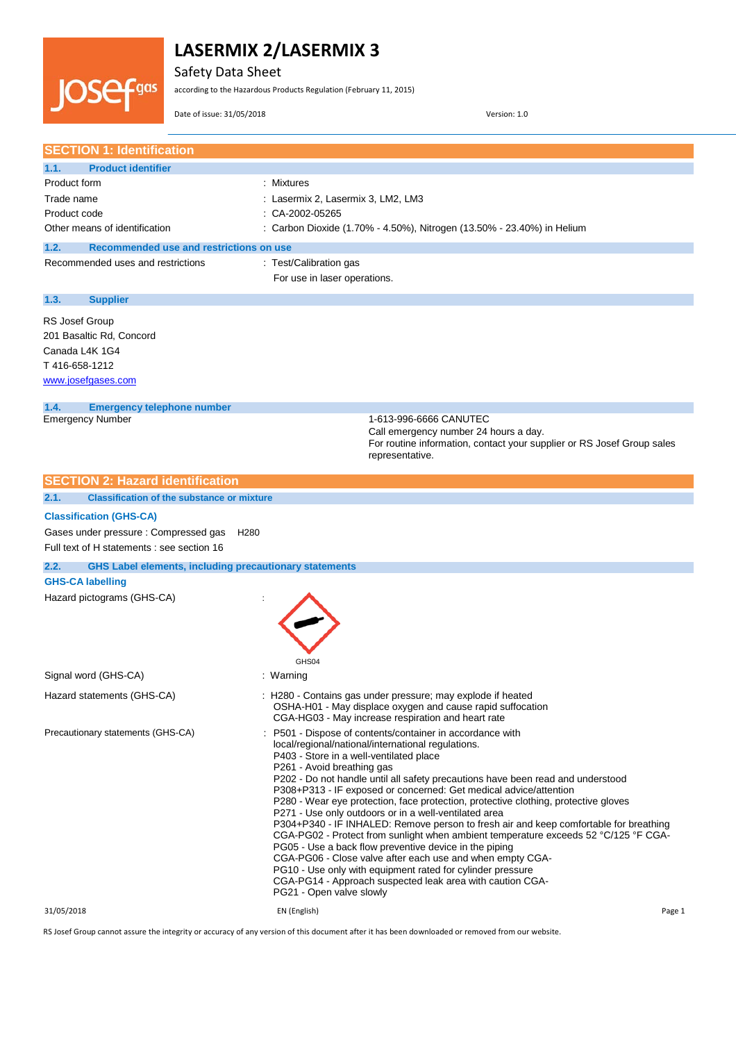# LASERMIX 2/LASERMIX 3

Safety Data Sheet

according to the Hazardous Products Regulation (February 11, 2015)

Date of issue: 31/05/2018 Version: 1.0

## SECTION 1: Identification

### 1.1. Product identifier

| | |
|---|---|
| Product form | : Mixtures |
| Trade name | : Lasermix 2, Lasermix 3, LM2, LM3 |
| Product code | : CA-2002-05265 |
| Other means of identification | : Carbon Dioxide (1.70% - 4.50%), Nitrogen (13.50% - 23.40%) in Helium |

### 1.2. Recommended use and restrictions on use

| | |
|---|---|
| Recommended uses and restrictions | : Test/Calibration gas<br>For use in laser operations. |

### 1.3. Supplier

RS Josef Group
201 Basaltic Rd, Concord
Canada L4K 1G4
T 416-658-1212
www.josefgases.com

### 1.4. Emergency telephone number

| | |
|---|---|
| Emergency Number | 1-613-996-6666 CANUTEC<br>Call emergency number 24 hours a day.<br>For routine information, contact your supplier or RS Josef Group sales representative. |

## SECTION 2: Hazard identification

### 2.1. Classification of the substance or mixture

**Classification (GHS-CA)**

Gases under pressure : Compressed gas H280

Full text of H statements : see section 16

### 2.2. GHS Label elements, including precautionary statements

**GHS-CA labelling**

Hazard pictograms (GHS-CA) :

GHS04

Signal word (GHS-CA) : Warning

Hazard statements (GHS-CA) :
H280 - Contains gas under pressure; may explode if heated
OSHA-H01 - May displace oxygen and cause rapid suffocation
CGA-HG03 - May increase respiration and heart rate

Precautionary statements (GHS-CA) :
P501 - Dispose of contents/container in accordance with local/regional/national/international regulations.
P403 - Store in a well-ventilated place
P261 - Avoid breathing gas
P202 - Do not handle until all safety precautions have been read and understood
P308+P313 - IF exposed or concerned: Get medical advice/attention
P280 - Wear eye protection, face protection, protective clothing, protective gloves
P271 - Use only outdoors or in a well-ventilated area
P304+P340 - IF INHALED: Remove person to fresh air and keep comfortable for breathing
CGA-PG02 - Protect from sunlight when ambient temperature exceeds 52 °C/125 °F CGA-PG05 - Use a back flow preventive device in the piping
CGA-PG06 - Close valve after each use and when empty CGA-PG10 - Use only with equipment rated for cylinder pressure
CGA-PG14 - Approach suspected leak area with caution CGA-PG21 - Open valve slowly

RS Josef Group cannot assure the integrity or accuracy of any version of this document after it has been downloaded or removed from our website.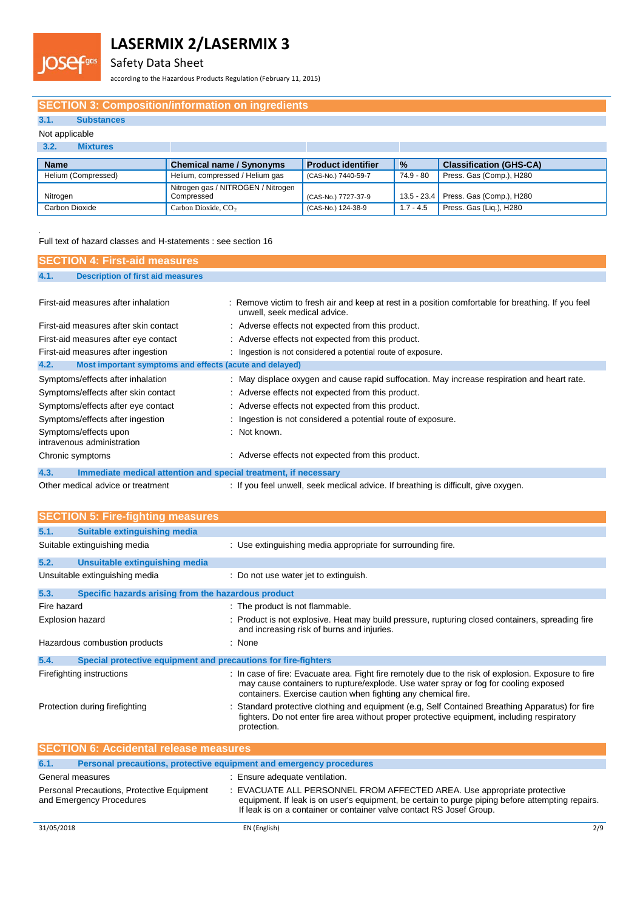## SECTION 3: Composition/information on ingredients

### 3.1. Substances

Not applicable

### 3.2. Mixtures

| Name | Chemical name / Synonyms | Product identifier | % | Classification (GHS-CA) |
|---|---|---|---|---|
| Helium (Compressed) | Helium, compressed / Helium gas | (CAS-No.) 7440-59-7 | 74.9 - 80 | Press. Gas (Comp.), H280 |
| Nitrogen | Nitrogen gas / NITROGEN / Nitrogen Compressed | (CAS-No.) 7727-37-9 | 13.5 - 23.4 | Press. Gas (Comp.), H280 |
| Carbon Dioxide | Carbon Dioxide, $CO_2$ | (CAS-No.) 124-38-9 | 1.7 - 4.5 | Press. Gas (Liq.), H280 |

Full text of hazard classes and H-statements : see section 16

## SECTION 4: First-aid measures

### 4.1. Description of first aid measures

First-aid measures after inhalation : Remove victim to fresh air and keep at rest in a position comfortable for breathing. If you feel unwell, seek medical advice.

First-aid measures after skin contact : Adverse effects not expected from this product.

First-aid measures after eye contact : Adverse effects not expected from this product.

First-aid measures after ingestion : Ingestion is not considered a potential route of exposure.

### 4.2. Most important symptoms and effects (acute and delayed)

Symptoms/effects after inhalation : May displace oxygen and cause rapid suffocation. May increase respiration and heart rate.

Symptoms/effects after skin contact : Adverse effects not expected from this product.

Symptoms/effects after eye contact : Adverse effects not expected from this product.

Symptoms/effects after ingestion : Ingestion is not considered a potential route of exposure.

Symptoms/effects upon intravenous administration : Not known.

Chronic symptoms : Adverse effects not expected from this product.

### 4.3. Immediate medical attention and special treatment, if necessary

Other medical advice or treatment : If you feel unwell, seek medical advice. If breathing is difficult, give oxygen.

## SECTION 5: Fire-fighting measures

### 5.1. Suitable extinguishing media

Suitable extinguishing media : Use extinguishing media appropriate for surrounding fire.

### 5.2. Unsuitable extinguishing media

Unsuitable extinguishing media : Do not use water jet to extinguish.

### 5.3. Specific hazards arising from the hazardous product

Fire hazard : The product is not flammable.

Explosion hazard : Product is not explosive. Heat may build pressure, rupturing closed containers, spreading fire and increasing risk of burns and injuries.

Hazardous combustion products : None

### 5.4. Special protective equipment and precautions for fire-fighters

Firefighting instructions : In case of fire: Evacuate area. Fight fire remotely due to the risk of explosion. Exposure to fire may cause containers to rupture/explode. Use water spray or fog for cooling exposed containers. Exercise caution when fighting any chemical fire.

Protection during firefighting : Standard protective clothing and equipment (e.g, Self Contained Breathing Apparatus) for fire fighters. Do not enter fire area without proper protective equipment, including respiratory protection.

## SECTION 6: Accidental release measures

### 6.1. Personal precautions, protective equipment and emergency procedures

General measures : Ensure adequate ventilation.

Personal Precautions, Protective Equipment and Emergency Procedures : EVACUATE ALL PERSONNEL FROM AFFECTED AREA. Use appropriate protective equipment. If leak is on user's equipment, be certain to purge piping before attempting repairs. If leak is on a container or container valve contact RS Josef Group.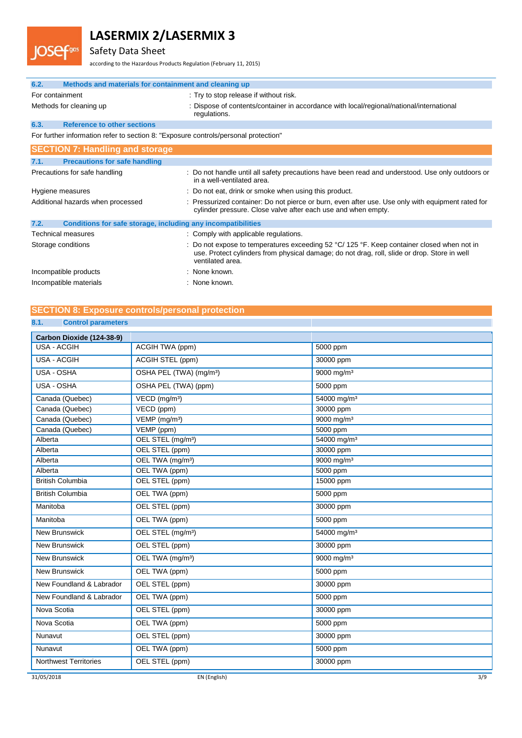### 6.2. Methods and materials for containment and cleaning up

| | |
|---|---|
| For containment | : Try to stop release if without risk. |
| Methods for cleaning up | : Dispose of contents/container in accordance with local/regional/national/international regulations. |

### 6.3. Reference to other sections

For further information refer to section 8: "Exposure controls/personal protection"

## SECTION 7: Handling and storage

### 7.1. Precautions for safe handling

| | |
|---|---|
| Precautions for safe handling | : Do not handle until all safety precautions have been read and understood. Use only outdoors or in a well-ventilated area. |
| Hygiene measures | : Do not eat, drink or smoke when using this product. |
| Additional hazards when processed | : Pressurized container: Do not pierce or burn, even after use. Use only with equipment rated for cylinder pressure. Close valve after each use and when empty. |

### 7.2. Conditions for safe storage, including any incompatibilities

| | |
|---|---|
| Technical measures | : Comply with applicable regulations. |
| Storage conditions | : Do not expose to temperatures exceeding 52 °C/ 125 °F. Keep container closed when not in use. Protect cylinders from physical damage; do not drag, roll, slide or drop. Store in well ventilated area. |
| Incompatible products | : None known. |
| Incompatible materials | : None known. |

## SECTION 8: Exposure controls/personal protection

### 8.1. Control parameters

| Carbon Dioxide (124-38-9) | | |
|---|---|---|
| USA - ACGIH | ACGIH TWA (ppm) | 5000 ppm |
| USA - ACGIH | ACGIH STEL (ppm) | 30000 ppm |
| USA - OSHA | OSHA PEL (TWA) (mg/m³) | 9000 mg/m³ |
| USA - OSHA | OSHA PEL (TWA) (ppm) | 5000 ppm |
| Canada (Quebec) | VECD (mg/m³) | 54000 mg/m³ |
| Canada (Quebec) | VECD (ppm) | 30000 ppm |
| Canada (Quebec) | VEMP (mg/m³) | 9000 mg/m³ |
| Canada (Quebec) | VEMP (ppm) | 5000 ppm |
| Alberta | OEL STEL (mg/m³) | 54000 mg/m³ |
| Alberta | OEL STEL (ppm) | 30000 ppm |
| Alberta | OEL TWA (mg/m³) | 9000 mg/m³ |
| Alberta | OEL TWA (ppm) | 5000 ppm |
| British Columbia | OEL STEL (ppm) | 15000 ppm |
| British Columbia | OEL TWA (ppm) | 5000 ppm |
| Manitoba | OEL STEL (ppm) | 30000 ppm |
| Manitoba | OEL TWA (ppm) | 5000 ppm |
| New Brunswick | OEL STEL (mg/m³) | 54000 mg/m³ |
| New Brunswick | OEL STEL (ppm) | 30000 ppm |
| New Brunswick | OEL TWA (mg/m³) | 9000 mg/m³ |
| New Brunswick | OEL TWA (ppm) | 5000 ppm |
| New Foundland & Labrador | OEL STEL (ppm) | 30000 ppm |
| New Foundland & Labrador | OEL TWA (ppm) | 5000 ppm |
| Nova Scotia | OEL STEL (ppm) | 30000 ppm |
| Nova Scotia | OEL TWA (ppm) | 5000 ppm |
| Nunavut | OEL STEL (ppm) | 30000 ppm |
| Nunavut | OEL TWA (ppm) | 5000 ppm |
| Northwest Territories | OEL STEL (ppm) | 30000 ppm |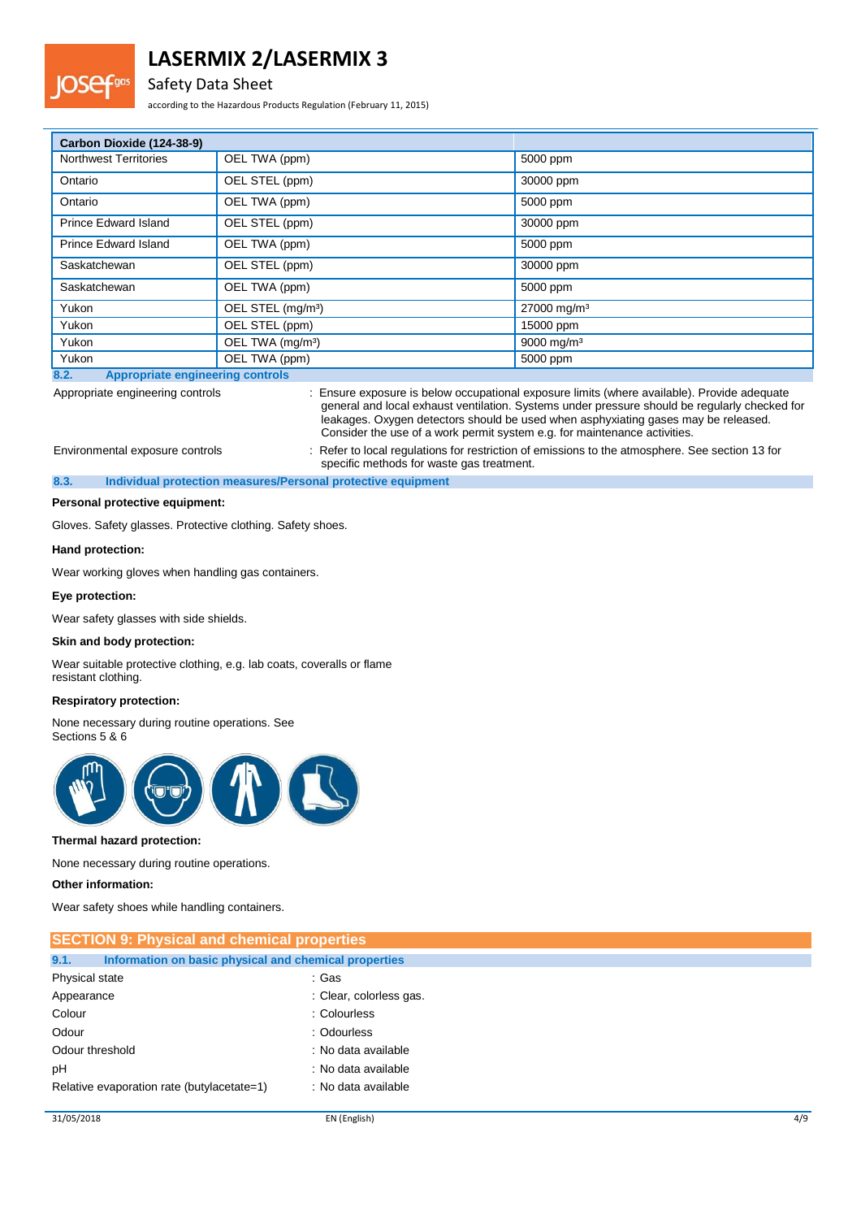| Carbon Dioxide (124-38-9) | | |
|---|---|---|
| Northwest Territories | OEL TWA (ppm) | 5000 ppm |
| Ontario | OEL STEL (ppm) | 30000 ppm |
| Ontario | OEL TWA (ppm) | 5000 ppm |
| Prince Edward Island | OEL STEL (ppm) | 30000 ppm |
| Prince Edward Island | OEL TWA (ppm) | 5000 ppm |
| Saskatchewan | OEL STEL (ppm) | 30000 ppm |
| Saskatchewan | OEL TWA (ppm) | 5000 ppm |
| Yukon | OEL STEL (mg/m³) | 27000 mg/m³ |
| Yukon | OEL STEL (ppm) | 15000 ppm |
| Yukon | OEL TWA (mg/m³) | 9000 mg/m³ |
| Yukon | OEL TWA (ppm) | 5000 ppm |

### 8.2. Appropriate engineering controls

Appropriate engineering controls : Ensure exposure is below occupational exposure limits (where available). Provide adequate general and local exhaust ventilation. Systems under pressure should be regularly checked for leakages. Oxygen detectors should be used when asphyxiating gases may be released. Consider the use of a work permit system e.g. for maintenance activities.

Environmental exposure controls : Refer to local regulations for restriction of emissions to the atmosphere. See section 13 for specific methods for waste gas treatment.

### 8.3. Individual protection measures/Personal protective equipment

**Personal protective equipment:**

Gloves. Safety glasses. Protective clothing. Safety shoes.

**Hand protection:**

Wear working gloves when handling gas containers.

**Eye protection:**

Wear safety glasses with side shields.

**Skin and body protection:**

Wear suitable protective clothing, e.g. lab coats, coveralls or flame resistant clothing.

**Respiratory protection:**

None necessary during routine operations. See Sections 5 & 6

**Thermal hazard protection:**

None necessary during routine operations.

**Other information:**

Wear safety shoes while handling containers.

## SECTION 9: Physical and chemical properties

### 9.1. Information on basic physical and chemical properties

| | |
|---|---|
| Physical state | : Gas |
| Appearance | : Clear, colorless gas. |
| Colour | : Colourless |
| Odour | : Odourless |
| Odour threshold | : No data available |
| pH | : No data available |
| Relative evaporation rate (butylacetate=1) | : No data available |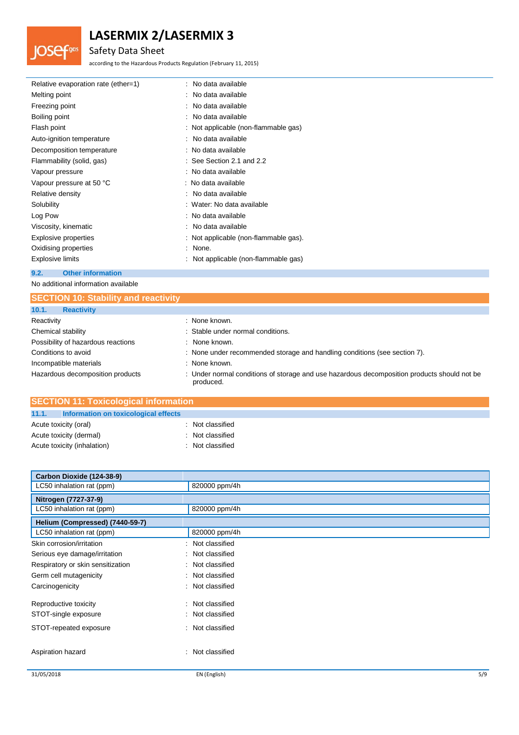| | |
|---|---|
| Relative evaporation rate (ether=1) | : No data available |
| Melting point | : No data available |
| Freezing point | : No data available |
| Boiling point | : No data available |
| Flash point | : Not applicable (non-flammable gas) |
| Auto-ignition temperature | : No data available |
| Decomposition temperature | : No data available |
| Flammability (solid, gas) | : See Section 2.1 and 2.2 |
| Vapour pressure | : No data available |
| Vapour pressure at 50 °C | : No data available |
| Relative density | : No data available |
| Solubility | : Water: No data available |
| Log Pow | : No data available |
| Viscosity, kinematic | : No data available |
| Explosive properties | : Not applicable (non-flammable gas). |
| Oxidising properties | : None. |
| Explosive limits | : Not applicable (non-flammable gas) |

### 9.2. Other information

No additional information available

## SECTION 10: Stability and reactivity

### 10.1. Reactivity

| | |
|---|---|
| Reactivity | : None known. |
| Chemical stability | : Stable under normal conditions. |
| Possibility of hazardous reactions | : None known. |
| Conditions to avoid | : None under recommended storage and handling conditions (see section 7). |
| Incompatible materials | : None known. |
| Hazardous decomposition products | : Under normal conditions of storage and use hazardous decomposition products should not be produced. |

## SECTION 11: Toxicological information

### 11.1. Information on toxicological effects

| | |
|---|---|
| Acute toxicity (oral) | : Not classified |
| Acute toxicity (dermal) | : Not classified |
| Acute toxicity (inhalation) | : Not classified |

| **Carbon Dioxide (124-38-9)** | |
|---|---|
| LC50 inhalation rat (ppm) | 820000 ppm/4h |
| **Nitrogen (7727-37-9)** | |
| LC50 inhalation rat (ppm) | 820000 ppm/4h |
| **Helium (Compressed) (7440-59-7)** | |
| LC50 inhalation rat (ppm) | 820000 ppm/4h |

| | |
|---|---|
| Skin corrosion/irritation | : Not classified |
| Serious eye damage/irritation | : Not classified |
| Respiratory or skin sensitization | : Not classified |
| Germ cell mutagenicity | : Not classified |
| Carcinogenicity | : Not classified |
| Reproductive toxicity | : Not classified |
| STOT-single exposure | : Not classified |
| STOT-repeated exposure | : Not classified |
| Aspiration hazard | : Not classified |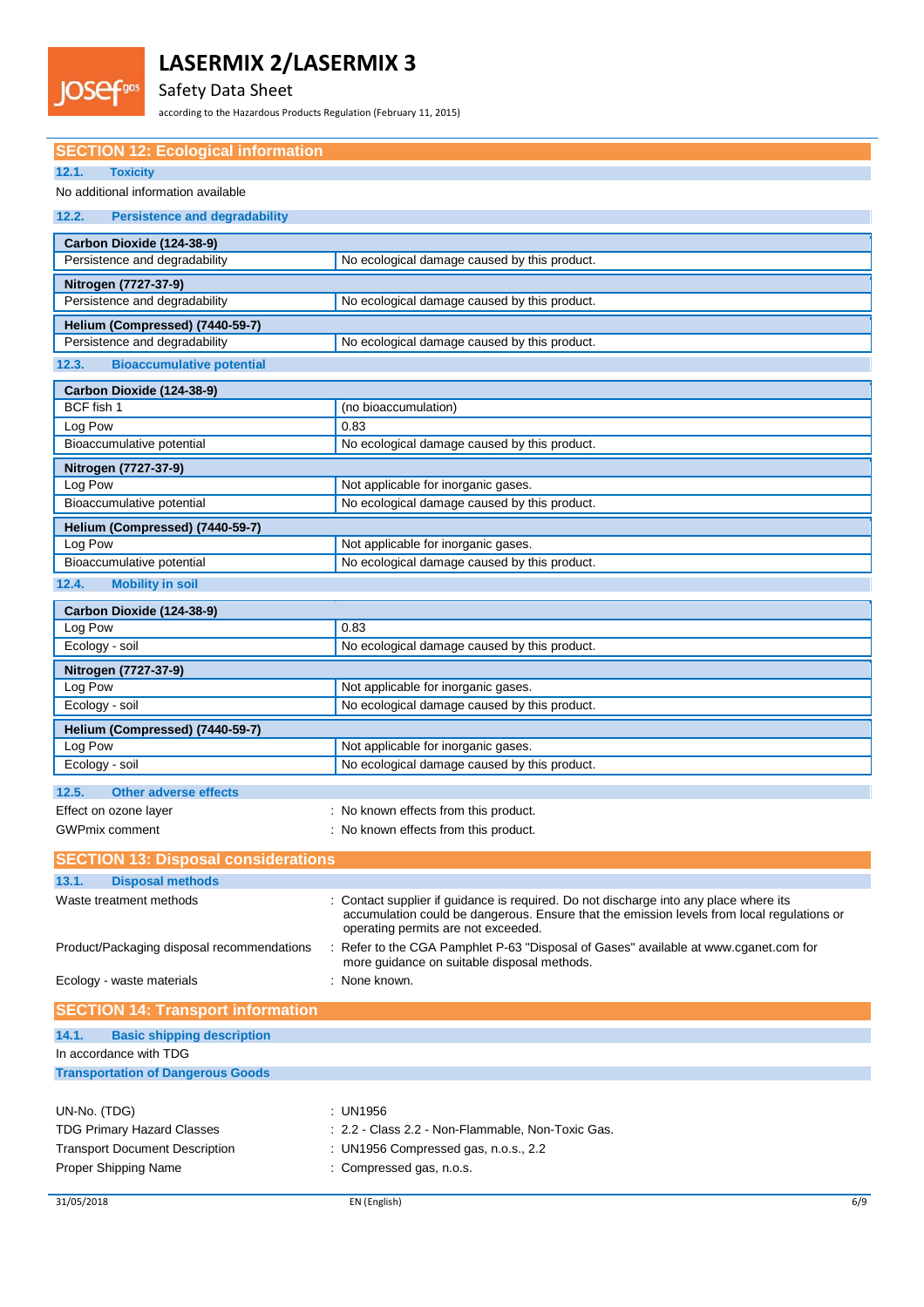## SECTION 12: Ecological information

### 12.1. Toxicity

No additional information available

### 12.2. Persistence and degradability

| Carbon Dioxide (124-38-9) | |
|---|---|
| Persistence and degradability | No ecological damage caused by this product. |

| Nitrogen (7727-37-9) | |
|---|---|
| Persistence and degradability | No ecological damage caused by this product. |

| Helium (Compressed) (7440-59-7) | |
|---|---|
| Persistence and degradability | No ecological damage caused by this product. |

### 12.3. Bioaccumulative potential

| Carbon Dioxide (124-38-9) | |
|---|---|
| BCF fish 1 | (no bioaccumulation) |
| Log Pow | 0.83 |
| Bioaccumulative potential | No ecological damage caused by this product. |

| Nitrogen (7727-37-9) | |
|---|---|
| Log Pow | Not applicable for inorganic gases. |
| Bioaccumulative potential | No ecological damage caused by this product. |

| Helium (Compressed) (7440-59-7) | |
|---|---|
| Log Pow | Not applicable for inorganic gases. |
| Bioaccumulative potential | No ecological damage caused by this product. |

### 12.4. Mobility in soil

| Carbon Dioxide (124-38-9) | |
|---|---|
| Log Pow | 0.83 |
| Ecology - soil | No ecological damage caused by this product. |

| Nitrogen (7727-37-9) | |
|---|---|
| Log Pow | Not applicable for inorganic gases. |
| Ecology - soil | No ecological damage caused by this product. |

| Helium (Compressed) (7440-59-7) | |
|---|---|
| Log Pow | Not applicable for inorganic gases. |
| Ecology - soil | No ecological damage caused by this product. |

### 12.5. Other adverse effects

Effect on ozone layer : No known effects from this product.

GWPmix comment : No known effects from this product.

## SECTION 13: Disposal considerations

### 13.1. Disposal methods

Waste treatment methods : Contact supplier if guidance is required. Do not discharge into any place where its accumulation could be dangerous. Ensure that the emission levels from local regulations or operating permits are not exceeded.

Product/Packaging disposal recommendations : Refer to the CGA Pamphlet P-63 "Disposal of Gases" available at www.cganet.com for more guidance on suitable disposal methods.

Ecology - waste materials : None known.

## SECTION 14: Transport information

### 14.1. Basic shipping description

In accordance with TDG

**Transportation of Dangerous Goods**

UN-No. (TDG) : UN1956

TDG Primary Hazard Classes : 2.2 - Class 2.2 - Non-Flammable, Non-Toxic Gas.

Transport Document Description : UN1956 Compressed gas, n.o.s., 2.2

Proper Shipping Name : Compressed gas, n.o.s.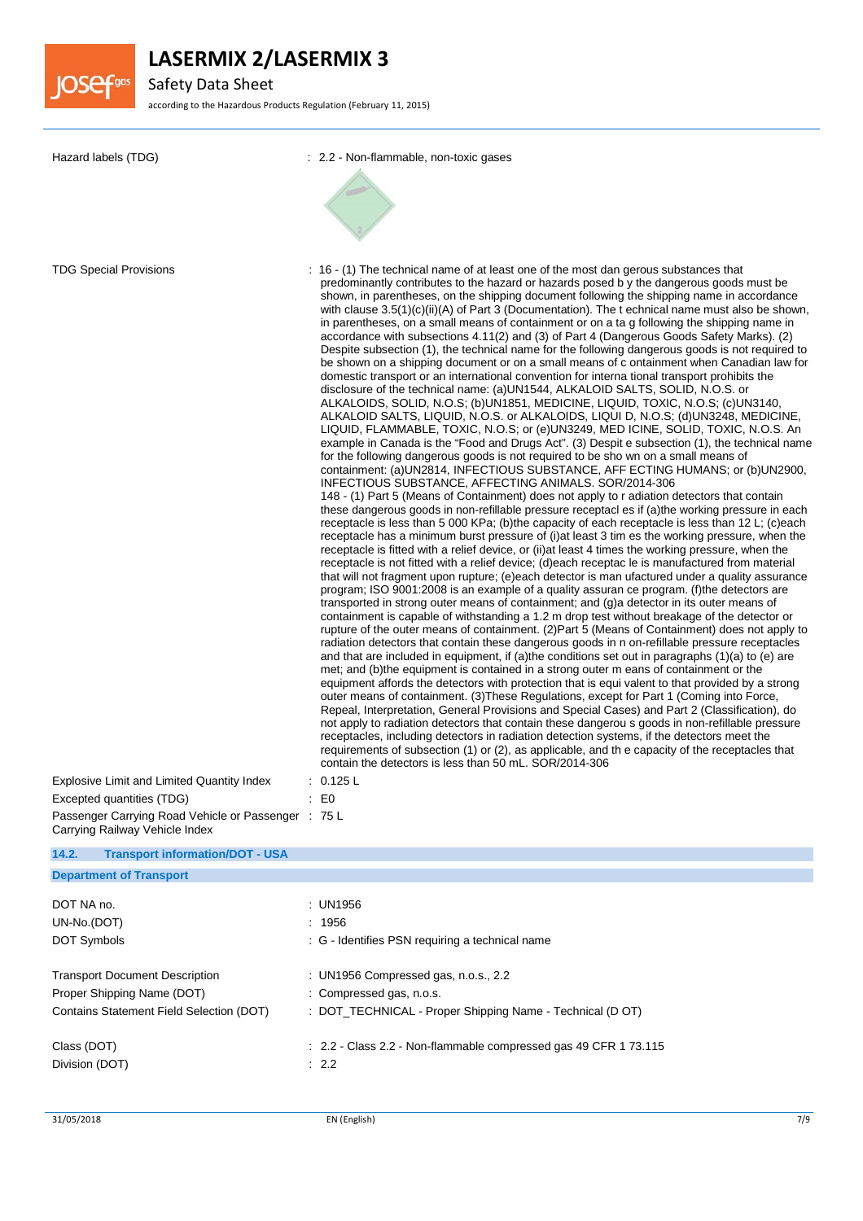Hazard labels (TDG) : 2.2 - Non-flammable, non-toxic gases

TDG Special Provisions : 16 - (1) The technical name of at least one of the most dan gerous substances that predominantly contributes to the hazard or hazards posed b y the dangerous goods must be shown, in parentheses, on the shipping document following the shipping name in accordance with clause 3.5(1)(c)(ii)(A) of Part 3 (Documentation). The t echnical name must also be shown, in parentheses, on a small means of containment or on a ta g following the shipping name in accordance with subsections 4.11(2) and (3) of Part 4 (Dangerous Goods Safety Marks). (2) Despite subsection (1), the technical name for the following dangerous goods is not required to be shown on a shipping document or on a small means of c ontainment when Canadian law for domestic transport or an international convention for interna tional transport prohibits the disclosure of the technical name: (a)UN1544, ALKALOID SALTS, SOLID, N.O.S. or ALKALOIDS, SOLID, N.O.S; (b)UN1851, MEDICINE, LIQUID, TOXIC, N.O.S; (c)UN3140, ALKALOID SALTS, LIQUID, N.O.S. or ALKALOIDS, LIQUI D, N.O.S; (d)UN3248, MEDICINE, LIQUID, FLAMMABLE, TOXIC, N.O.S; or (e)UN3249, MED ICINE, SOLID, TOXIC, N.O.S. An example in Canada is the "Food and Drugs Act". (3) Despit e subsection (1), the technical name for the following dangerous goods is not required to be sho wn on a small means of containment: (a)UN2814, INFECTIOUS SUBSTANCE, AFF ECTING HUMANS; or (b)UN2900, INFECTIOUS SUBSTANCE, AFFECTING ANIMALS. SOR/2014-306
148 - (1) Part 5 (Means of Containment) does not apply to r adiation detectors that contain these dangerous goods in non-refillable pressure receptacl es if (a)the working pressure in each receptacle is less than 5 000 KPa; (b)the capacity of each receptacle is less than 12 L; (c)each receptacle has a minimum burst pressure of (i)at least 3 tim es the working pressure, when the receptacle is fitted with a relief device, or (ii)at least 4 times the working pressure, when the receptacle is not fitted with a relief device; (d)each receptac le is manufactured from material that will not fragment upon rupture; (e)each detector is man ufactured under a quality assurance program; ISO 9001:2008 is an example of a quality assuran ce program. (f)the detectors are transported in strong outer means of containment; and (g)a detector in its outer means of containment is capable of withstanding a 1.2 m drop test without breakage of the detector or rupture of the outer means of containment. (2)Part 5 (Means of Containment) does not apply to radiation detectors that contain these dangerous goods in n on-refillable pressure receptacles and that are included in equipment, if (a)the conditions set out in paragraphs (1)(a) to (e) are met; and (b)the equipment is contained in a strong outer m eans of containment or the equipment affords the detectors with protection that is equi valent to that provided by a strong outer means of containment. (3)These Regulations, except for Part 1 (Coming into Force, Repeal, Interpretation, General Provisions and Special Cases) and Part 2 (Classification), do not apply to radiation detectors that contain these dangerou s goods in non-refillable pressure receptacles, including detectors in radiation detection systems, if the detectors meet the requirements of subsection (1) or (2), as applicable, and th e capacity of the receptacles that contain the detectors is less than 50 mL. SOR/2014-306

Explosive Limit and Limited Quantity Index : 0.125 L

Excepted quantities (TDG) : E0

Passenger Carrying Road Vehicle or Passenger Carrying Railway Vehicle Index : 75 L

## 14.2. Transport information/DOT - USA

### Department of Transport

DOT NA no. : UN1956

UN-No.(DOT) : 1956

DOT Symbols : G - Identifies PSN requiring a technical name

Transport Document Description : UN1956 Compressed gas, n.o.s., 2.2

Proper Shipping Name (DOT) : Compressed gas, n.o.s.

Contains Statement Field Selection (DOT) : DOT_TECHNICAL - Proper Shipping Name - Technical (D OT)

Class (DOT) : 2.2 - Class 2.2 - Non-flammable compressed gas 49 CFR 1 73.115

Division (DOT) : 2.2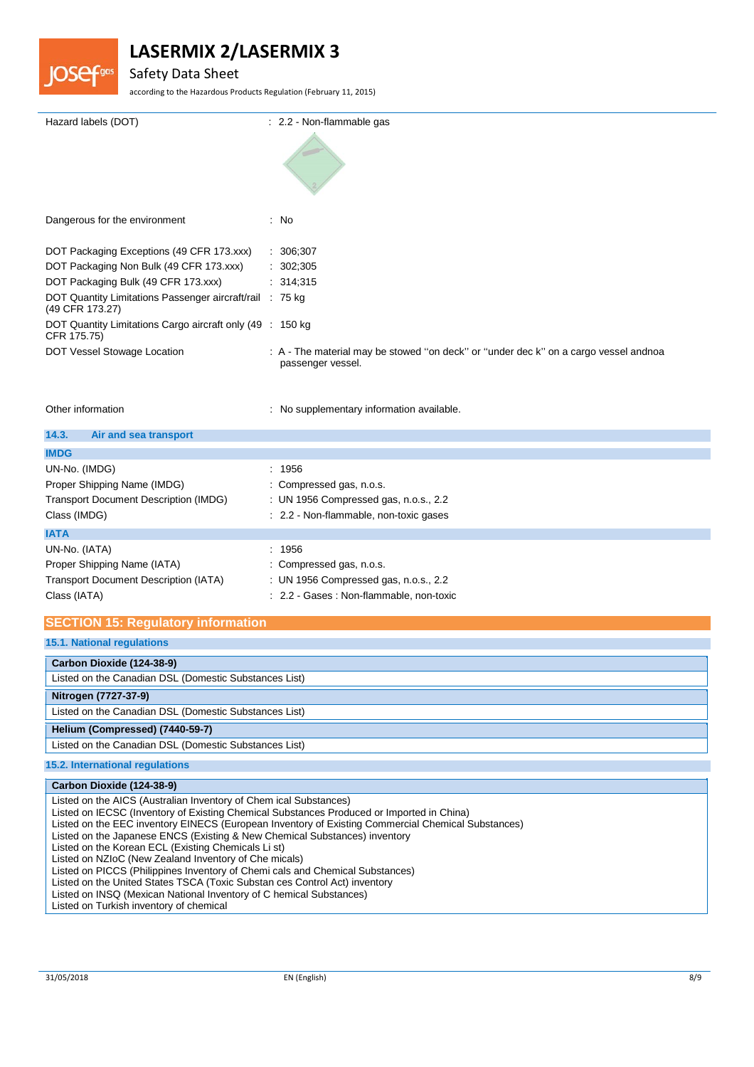Hazard labels (DOT) : 2.2 - Non-flammable gas

Dangerous for the environment : No

DOT Packaging Exceptions (49 CFR 173.xxx) : 306;307

DOT Packaging Non Bulk (49 CFR 173.xxx) : 302;305

DOT Packaging Bulk (49 CFR 173.xxx) : 314;315

DOT Quantity Limitations Passenger aircraft/rail (49 CFR 173.27) : 75 kg

DOT Quantity Limitations Cargo aircraft only (49 CFR 175.75) : 150 kg

DOT Vessel Stowage Location : A - The material may be stowed ''on deck'' or ''under dec k'' on a cargo vessel andnoa passenger vessel.

Other information : No supplementary information available.

### 14.3. Air and sea transport

**IMDG**

UN-No. (IMDG) : 1956

Proper Shipping Name (IMDG) : Compressed gas, n.o.s.

Transport Document Description (IMDG) : UN 1956 Compressed gas, n.o.s., 2.2

Class (IMDG) : 2.2 - Non-flammable, non-toxic gases

**IATA**

UN-No. (IATA) : 1956

Proper Shipping Name (IATA) : Compressed gas, n.o.s.

Transport Document Description (IATA) : UN 1956 Compressed gas, n.o.s., 2.2

Class (IATA) : 2.2 - Gases : Non-flammable, non-toxic

## SECTION 15: Regulatory information

### 15.1. National regulations

**Carbon Dioxide (124-38-9)**

Listed on the Canadian DSL (Domestic Substances List)

**Nitrogen (7727-37-9)**

Listed on the Canadian DSL (Domestic Substances List)

**Helium (Compressed) (7440-59-7)**

Listed on the Canadian DSL (Domestic Substances List)

### 15.2. International regulations

**Carbon Dioxide (124-38-9)**

Listed on the AICS (Australian Inventory of Chem ical Substances)
Listed on IECSC (Inventory of Existing Chemical Substances Produced or Imported in China)
Listed on the EEC inventory EINECS (European Inventory of Existing Commercial Chemical Substances)
Listed on the Japanese ENCS (Existing & New Chemical Substances) inventory
Listed on the Korean ECL (Existing Chemicals Li st)
Listed on NZIoC (New Zealand Inventory of Che micals)
Listed on PICCS (Philippines Inventory of Chemi cals and Chemical Substances)
Listed on the United States TSCA (Toxic Substan ces Control Act) inventory
Listed on INSQ (Mexican National Inventory of C hemical Substances)
Listed on Turkish inventory of chemical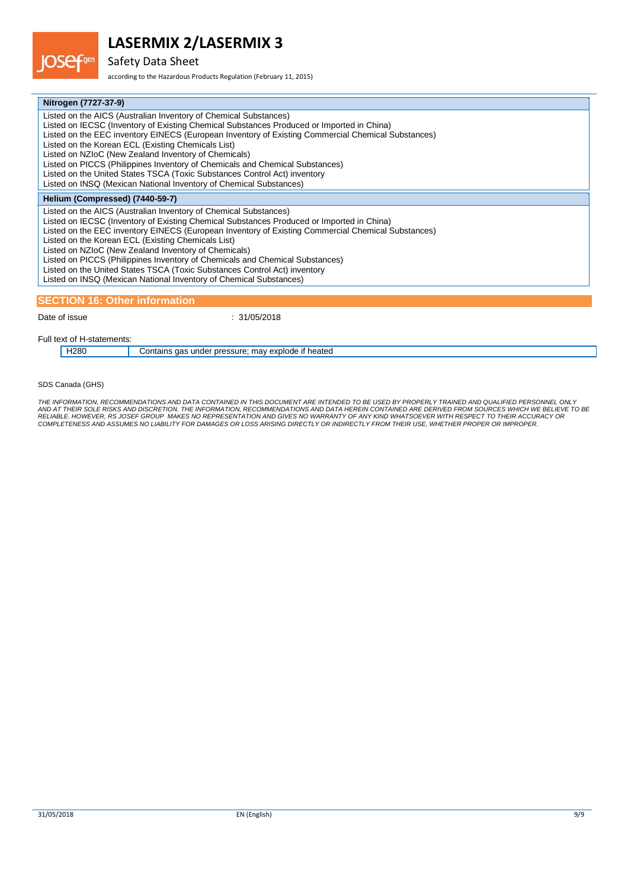**Nitrogen (7727-37-9)**

Listed on the AICS (Australian Inventory of Chemical Substances)
Listed on IECSC (Inventory of Existing Chemical Substances Produced or Imported in China)
Listed on the EEC inventory EINECS (European Inventory of Existing Commercial Chemical Substances)
Listed on the Korean ECL (Existing Chemicals List)
Listed on NZIoC (New Zealand Inventory of Chemicals)
Listed on PICCS (Philippines Inventory of Chemicals and Chemical Substances)
Listed on the United States TSCA (Toxic Substances Control Act) inventory
Listed on INSQ (Mexican National Inventory of Chemical Substances)

**Helium (Compressed) (7440-59-7)**

Listed on the AICS (Australian Inventory of Chemical Substances)
Listed on IECSC (Inventory of Existing Chemical Substances Produced or Imported in China)
Listed on the EEC inventory EINECS (European Inventory of Existing Commercial Chemical Substances)
Listed on the Korean ECL (Existing Chemicals List)
Listed on NZIoC (New Zealand Inventory of Chemicals)
Listed on PICCS (Philippines Inventory of Chemicals and Chemical Substances)
Listed on the United States TSCA (Toxic Substances Control Act) inventory
Listed on INSQ (Mexican National Inventory of Chemical Substances)

## SECTION 16: Other information

Date of issue : 31/05/2018

Full text of H-statements:

| | |
|---|---|
| H280 | Contains gas under pressure; may explode if heated |

SDS Canada (GHS)

*THE INFORMATION, RECOMMENDATIONS AND DATA CONTAINED IN THIS DOCUMENT ARE INTENDED TO BE USED BY PROPERLY TRAINED AND QUALIFIED PERSONNEL ONLY AND AT THEIR SOLE RISKS AND DISCRETION. THE INFORMATION, RECOMMENDATIONS AND DATA HEREIN CONTAINED ARE DERIVED FROM SOURCES WHICH WE BELIEVE TO BE RELIABLE. HOWEVER, RS JOSEF GROUP MAKES NO REPRESENTATION AND GIVES NO WARRANTY OF ANY KIND WHATSOEVER WITH RESPECT TO THEIR ACCURACY OR COMPLETENESS AND ASSUMES NO LIABILITY FOR DAMAGES OR LOSS ARISING DIRECTLY OR INDIRECTLY FROM THEIR USE, WHETHER PROPER OR IMPROPER.*